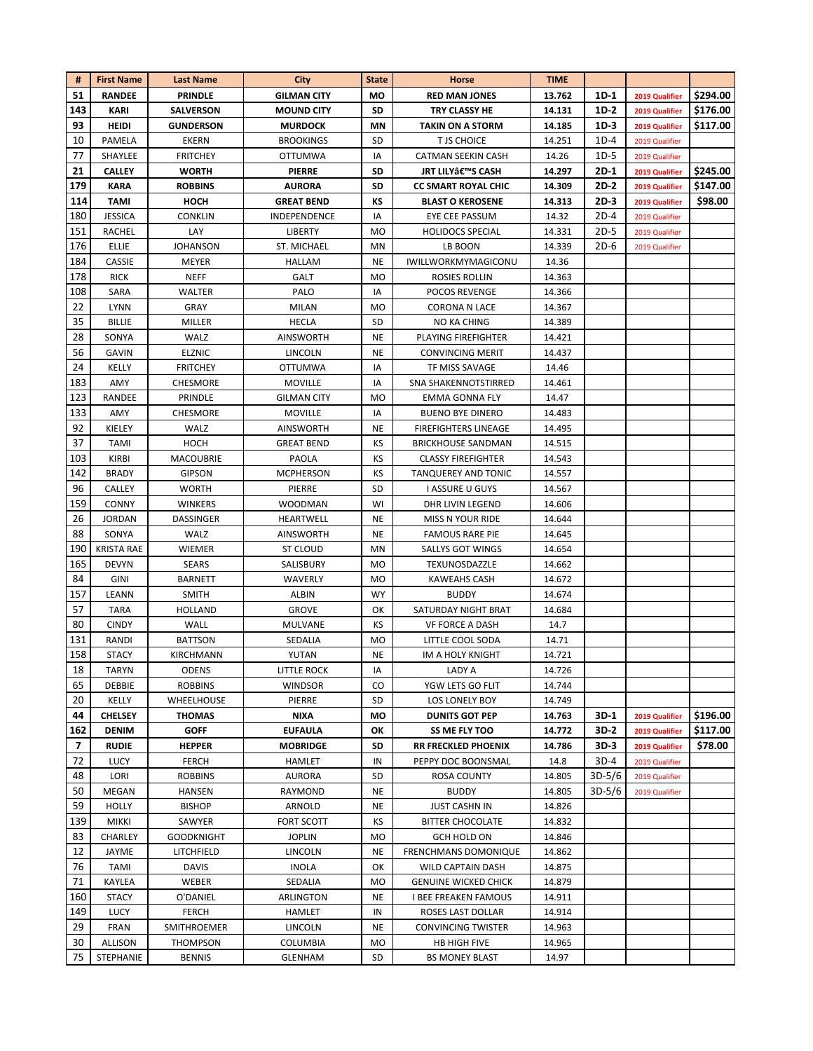| # | First Name | Last Name | City | State | Horse | TIME | | | |
|---|---|---|---|---|---|---|---|---|---|
| **51** | **RANDEE** | **PRINDLE** | **GILMAN CITY** | **MO** | **RED MAN JONES** | **13.762** | **1D-1** | **2019 Qualifier** | **$294.00** |
| **143** | **KARI** | **SALVERSON** | **MOUND CITY** | **SD** | **TRY CLASSY HE** | **14.131** | **1D-2** | **2019 Qualifier** | **$176.00** |
| **93** | **HEIDI** | **GUNDERSON** | **MURDOCK** | **MN** | **TAKIN ON A STORM** | **14.185** | **1D-3** | **2019 Qualifier** | **$117.00** |
| 10 | PAMELA | EKERN | BROOKINGS | SD | T JS CHOICE | 14.251 | 1D-4 | 2019 Qualifier | |
| 77 | SHAYLEE | FRITCHEY | OTTUMWA | IA | CATMAN SEEKIN CASH | 14.26 | 1D-5 | 2019 Qualifier | |
| **21** | **CALLEY** | **WORTH** | **PIERRE** | **SD** | **JRT LILYâ€™S CASH** | **14.297** | **2D-1** | **2019 Qualifier** | **$245.00** |
| **179** | **KARA** | **ROBBINS** | **AURORA** | **SD** | **CC SMART ROYAL CHIC** | **14.309** | **2D-2** | **2019 Qualifier** | **$147.00** |
| **114** | **TAMI** | **HOCH** | **GREAT BEND** | **KS** | **BLAST O KEROSENE** | **14.313** | **2D-3** | **2019 Qualifier** | **$98.00** |
| 180 | JESSICA | CONKLIN | INDEPENDENCE | IA | EYE CEE PASSUM | 14.32 | 2D-4 | 2019 Qualifier | |
| 151 | RACHEL | LAY | LIBERTY | MO | HOLIDOCS SPECIAL | 14.331 | 2D-5 | 2019 Qualifier | |
| 176 | ELLIE | JOHANSON | ST. MICHAEL | MN | LB BOON | 14.339 | 2D-6 | 2019 Qualifier | |
| 184 | CASSIE | MEYER | HALLAM | NE | IWILLWORKMYMAGICONU | 14.36 | | | |
| 178 | RICK | NEFF | GALT | MO | ROSIES ROLLIN | 14.363 | | | |
| 108 | SARA | WALTER | PALO | IA | POCOS REVENGE | 14.366 | | | |
| 22 | LYNN | GRAY | MILAN | MO | CORONA N LACE | 14.367 | | | |
| 35 | BILLIE | MILLER | HECLA | SD | NO KA CHING | 14.389 | | | |
| 28 | SONYA | WALZ | AINSWORTH | NE | PLAYING FIREFIGHTER | 14.421 | | | |
| 56 | GAVIN | ELZNIC | LINCOLN | NE | CONVINCING MERIT | 14.437 | | | |
| 24 | KELLY | FRITCHEY | OTTUMWA | IA | TF MISS SAVAGE | 14.46 | | | |
| 183 | AMY | CHESMORE | MOVILLE | IA | SNA SHAKENNOTSTIRRED | 14.461 | | | |
| 123 | RANDEE | PRINDLE | GILMAN CITY | MO | EMMA GONNA FLY | 14.47 | | | |
| 133 | AMY | CHESMORE | MOVILLE | IA | BUENO BYE DINERO | 14.483 | | | |
| 92 | KIELEY | WALZ | AINSWORTH | NE | FIREFIGHTERS LINEAGE | 14.495 | | | |
| 37 | TAMI | HOCH | GREAT BEND | KS | BRICKHOUSE SANDMAN | 14.515 | | | |
| 103 | KIRBI | MACOUBRIE | PAOLA | KS | CLASSY FIREFIGHTER | 14.543 | | | |
| 142 | BRADY | GIPSON | MCPHERSON | KS | TANQUEREY AND TONIC | 14.557 | | | |
| 96 | CALLEY | WORTH | PIERRE | SD | I ASSURE U GUYS | 14.567 | | | |
| 159 | CONNY | WINKERS | WOODMAN | WI | DHR LIVIN LEGEND | 14.606 | | | |
| 26 | JORDAN | DASSINGER | HEARTWELL | NE | MISS N YOUR RIDE | 14.644 | | | |
| 88 | SONYA | WALZ | AINSWORTH | NE | FAMOUS RARE PIE | 14.645 | | | |
| 190 | KRISTA RAE | WIEMER | ST CLOUD | MN | SALLYS GOT WINGS | 14.654 | | | |
| 165 | DEVYN | SEARS | SALISBURY | MO | TEXUNOSDAZZLE | 14.662 | | | |
| 84 | GINI | BARNETT | WAVERLY | MO | KAWEAHS CASH | 14.672 | | | |
| 157 | LEANN | SMITH | ALBIN | WY | BUDDY | 14.674 | | | |
| 57 | TARA | HOLLAND | GROVE | OK | SATURDAY NIGHT BRAT | 14.684 | | | |
| 80 | CINDY | WALL | MULVANE | KS | VF FORCE A DASH | 14.7 | | | |
| 131 | RANDI | BATTSON | SEDALIA | MO | LITTLE COOL SODA | 14.71 | | | |
| 158 | STACY | KIRCHMANN | YUTAN | NE | IM A HOLY KNIGHT | 14.721 | | | |
| 18 | TARYN | ODENS | LITTLE ROCK | IA | LADY A | 14.726 | | | |
| 65 | DEBBIE | ROBBINS | WINDSOR | CO | YGW LETS GO FLIT | 14.744 | | | |
| 20 | KELLY | WHEELHOUSE | PIERRE | SD | LOS LONELY BOY | 14.749 | | | |
| **44** | **CHELSEY** | **THOMAS** | **NIXA** | **MO** | **DUNITS GOT PEP** | **14.763** | **3D-1** | **2019 Qualifier** | **$196.00** |
| **162** | **DENIM** | **GOFF** | **EUFAULA** | **OK** | **SS ME FLY TOO** | **14.772** | **3D-2** | **2019 Qualifier** | **$117.00** |
| **7** | **RUDIE** | **HEPPER** | **MOBRIDGE** | **SD** | **RR FRECKLED PHOENIX** | **14.786** | **3D-3** | **2019 Qualifier** | **$78.00** |
| 72 | LUCY | FERCH | HAMLET | IN | PEPPY DOC BOONSMAL | 14.8 | 3D-4 | 2019 Qualifier | |
| 48 | LORI | ROBBINS | AURORA | SD | ROSA COUNTY | 14.805 | 3D-5/6 | 2019 Qualifier | |
| 50 | MEGAN | HANSEN | RAYMOND | NE | BUDDY | 14.805 | 3D-5/6 | 2019 Qualifier | |
| 59 | HOLLY | BISHOP | ARNOLD | NE | JUST CASHN IN | 14.826 | | | |
| 139 | MIKKI | SAWYER | FORT SCOTT | KS | BITTER CHOCOLATE | 14.832 | | | |
| 83 | CHARLEY | GOODKNIGHT | JOPLIN | MO | GCH HOLD ON | 14.846 | | | |
| 12 | JAYME | LITCHFIELD | LINCOLN | NE | FRENCHMANS DOMONIQUE | 14.862 | | | |
| 76 | TAMI | DAVIS | INOLA | OK | WILD CAPTAIN DASH | 14.875 | | | |
| 71 | KAYLEA | WEBER | SEDALIA | MO | GENUINE WICKED CHICK | 14.879 | | | |
| 160 | STACY | O'DANIEL | ARLINGTON | NE | I BEE FREAKEN FAMOUS | 14.911 | | | |
| 149 | LUCY | FERCH | HAMLET | IN | ROSES LAST DOLLAR | 14.914 | | | |
| 29 | FRAN | SMITHROEMER | LINCOLN | NE | CONVINCING TWISTER | 14.963 | | | |
| 30 | ALLISON | THOMPSON | COLUMBIA | MO | HB HIGH FIVE | 14.965 | | | |
| 75 | STEPHANIE | BENNIS | GLENHAM | SD | BS MONEY BLAST | 14.97 | | | |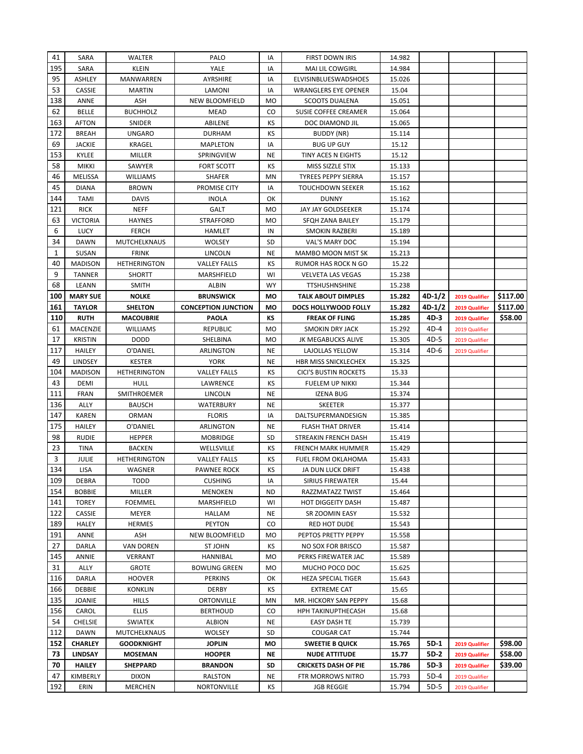| | | | | | | | | | |
|---|---|---|---|---|---|---|---|---|---|
| 41 | SARA | WALTER | PALO | IA | FIRST DOWN IRIS | 14.982 | | | |
| 195 | SARA | KLEIN | YALE | IA | MAI LIL COWGIRL | 14.984 | | | |
| 95 | ASHLEY | MANWARREN | AYRSHIRE | IA | ELVISINBLUESWADSHOES | 15.026 | | | |
| 53 | CASSIE | MARTIN | LAMONI | IA | WRANGLERS EYE OPENER | 15.04 | | | |
| 138 | ANNE | ASH | NEW BLOOMFIELD | MO | SCOOTS DUALENA | 15.051 | | | |
| 62 | BELLE | BUCHHOLZ | MEAD | CO | SUSIE COFFEE CREAMER | 15.064 | | | |
| 163 | AFTON | SNIDER | ABILENE | KS | DOC DIAMOND JIL | 15.065 | | | |
| 172 | BREAH | UNGARO | DURHAM | KS | BUDDY (NR) | 15.114 | | | |
| 69 | JACKIE | KRAGEL | MAPLETON | IA | BUG UP GUY | 15.12 | | | |
| 153 | KYLEE | MILLER | SPRINGVIEW | NE | TINY ACES N EIGHTS | 15.12 | | | |
| 58 | MIKKI | SAWYER | FORT SCOTT | KS | MISS SIZZLE STIX | 15.133 | | | |
| 46 | MELISSA | WILLIAMS | SHAFER | MN | TYREES PEPPY SIERRA | 15.157 | | | |
| 45 | DIANA | BROWN | PROMISE CITY | IA | TOUCHDOWN SEEKER | 15.162 | | | |
| 144 | TAMI | DAVIS | INOLA | OK | DUNNY | 15.162 | | | |
| 121 | RICK | NEFF | GALT | MO | JAY JAY GOLDSEEKER | 15.174 | | | |
| 63 | VICTORIA | HAYNES | STRAFFORD | MO | SFQH ZANA BAILEY | 15.179 | | | |
| 6 | LUCY | FERCH | HAMLET | IN | SMOKIN RAZBERI | 15.189 | | | |
| 34 | DAWN | MUTCHELKNAUS | WOLSEY | SD | VAL'S MARY DOC | 15.194 | | | |
| 1 | SUSAN | FRINK | LINCOLN | NE | MAMBO MOON MIST SK | 15.213 | | | |
| 40 | MADISON | HETHERINGTON | VALLEY FALLS | KS | RUMOR HAS ROCK N GO | 15.22 | | | |
| 9 | TANNER | SHORTT | MARSHFIELD | WI | VELVETA LAS VEGAS | 15.238 | | | |
| 68 | LEANN | SMITH | ALBIN | WY | TTSHUSHNSHINE | 15.238 | | | |
| **100** | **MARY SUE** | **NOLKE** | **BRUNSWICK** | **MO** | **TALK ABOUT DIMPLES** | **15.282** | **4D-1/2** | 2019 Qualifier | **$117.00** |
| **161** | **TAYLOR** | **SHELTON** | **CONCEPTION JUNCTION** | **MO** | **DOCS HOLLYWOOD FOLLY** | **15.282** | **4D-1/2** | 2019 Qualifier | **$117.00** |
| **110** | **RUTH** | **MACOUBRIE** | **PAOLA** | **KS** | **FREAK OF FLING** | **15.285** | **4D-3** | 2019 Qualifier | **$58.00** |
| 61 | MACENZIE | WILLIAMS | REPUBLIC | MO | SMOKIN DRY JACK | 15.292 | 4D-4 | 2019 Qualifier | |
| 17 | KRISTIN | DODD | SHELBINA | MO | JK MEGABUCKS ALIVE | 15.305 | 4D-5 | 2019 Qualifier | |
| 117 | HAILEY | O'DANIEL | ARLINGTON | NE | LAJOLLAS YELLOW | 15.314 | 4D-6 | 2019 Qualifier | |
| 49 | LINDSEY | KESTER | YORK | NE | HBR MISS SNICKLECHEX | 15.325 | | | |
| 104 | MADISON | HETHERINGTON | VALLEY FALLS | KS | CICI'S BUSTIN ROCKETS | 15.33 | | | |
| 43 | DEMI | HULL | LAWRENCE | KS | FUELEM UP NIKKI | 15.344 | | | |
| 111 | FRAN | SMITHROEMER | LINCOLN | NE | IZENA BUG | 15.374 | | | |
| 136 | ALLY | BAUSCH | WATERBURY | NE | SKEETER | 15.377 | | | |
| 147 | KAREN | ORMAN | FLORIS | IA | DALTSUPERMANDESIGN | 15.385 | | | |
| 175 | HAILEY | O'DANIEL | ARLINGTON | NE | FLASH THAT DRIVER | 15.414 | | | |
| 98 | RUDIE | HEPPER | MOBRIDGE | SD | STREAKIN FRENCH DASH | 15.419 | | | |
| 23 | TINA | BACKEN | WELLSVILLE | KS | FRENCH MARK HUMMER | 15.429 | | | |
| 3 | JULIE | HETHERINGTON | VALLEY FALLS | KS | FUEL FROM OKLAHOMA | 15.433 | | | |
| 134 | LISA | WAGNER | PAWNEE ROCK | KS | JA DUN LUCK DRIFT | 15.438 | | | |
| 109 | DEBRA | TODD | CUSHING | IA | SIRIUS FIREWATER | 15.44 | | | |
| 154 | BOBBIE | MILLER | MENOKEN | ND | RAZZMATAZZ TWIST | 15.464 | | | |
| 141 | TOREY | FOEMMEL | MARSHFIELD | WI | HOT DIGGEITY DASH | 15.487 | | | |
| 122 | CASSIE | MEYER | HALLAM | NE | SR ZOOMIN EASY | 15.532 | | | |
| 189 | HALEY | HERMES | PEYTON | CO | RED HOT DUDE | 15.543 | | | |
| 191 | ANNE | ASH | NEW BLOOMFIELD | MO | PEPTOS PRETTY PEPPY | 15.558 | | | |
| 27 | DARLA | VAN DOREN | ST JOHN | KS | NO SOX FOR BRISCO | 15.587 | | | |
| 145 | ANNIE | VERRANT | HANNIBAL | MO | PERKS FIREWATER JAC | 15.589 | | | |
| 31 | ALLY | GROTE | BOWLING GREEN | MO | MUCHO POCO DOC | 15.625 | | | |
| 116 | DARLA | HOOVER | PERKINS | OK | HEZA SPECIAL TIGER | 15.643 | | | |
| 166 | DEBBIE | KONKLIN | DERBY | KS | EXTREME CAT | 15.65 | | | |
| 135 | JOANIE | HILLS | ORTONVILLE | MN | MR. HICKORY SAN PEPPY | 15.68 | | | |
| 156 | CAROL | ELLIS | BERTHOUD | CO | HPH TAKINUPTHECASH | 15.68 | | | |
| 54 | CHELSIE | SWIATEK | ALBION | NE | EASY DASH TE | 15.739 | | | |
| 112 | DAWN | MUTCHELKNAUS | WOLSEY | SD | COUGAR CAT | 15.744 | | | |
| **152** | **CHARLEY** | **GOODKNIGHT** | **JOPLIN** | **MO** | **SWEETIE B QUICK** | **15.765** | **5D-1** | 2019 Qualifier | **$98.00** |
| **73** | **LINDSAY** | **MOSEMAN** | **HOOPER** | **NE** | **NUDE ATTITUDE** | **15.77** | **5D-2** | 2019 Qualifier | **$58.00** |
| **70** | **HAILEY** | **SHEPPARD** | **BRANDON** | **SD** | **CRICKETS DASH OF PIE** | **15.786** | **5D-3** | 2019 Qualifier | **$39.00** |
| 47 | KIMBERLY | DIXON | RALSTON | NE | FTR MORROWS NITRO | 15.793 | 5D-4 | 2019 Qualifier | |
| 192 | ERIN | MERCHEN | NORTONVILLE | KS | JGB REGGIE | 15.794 | 5D-5 | 2019 Qualifier | |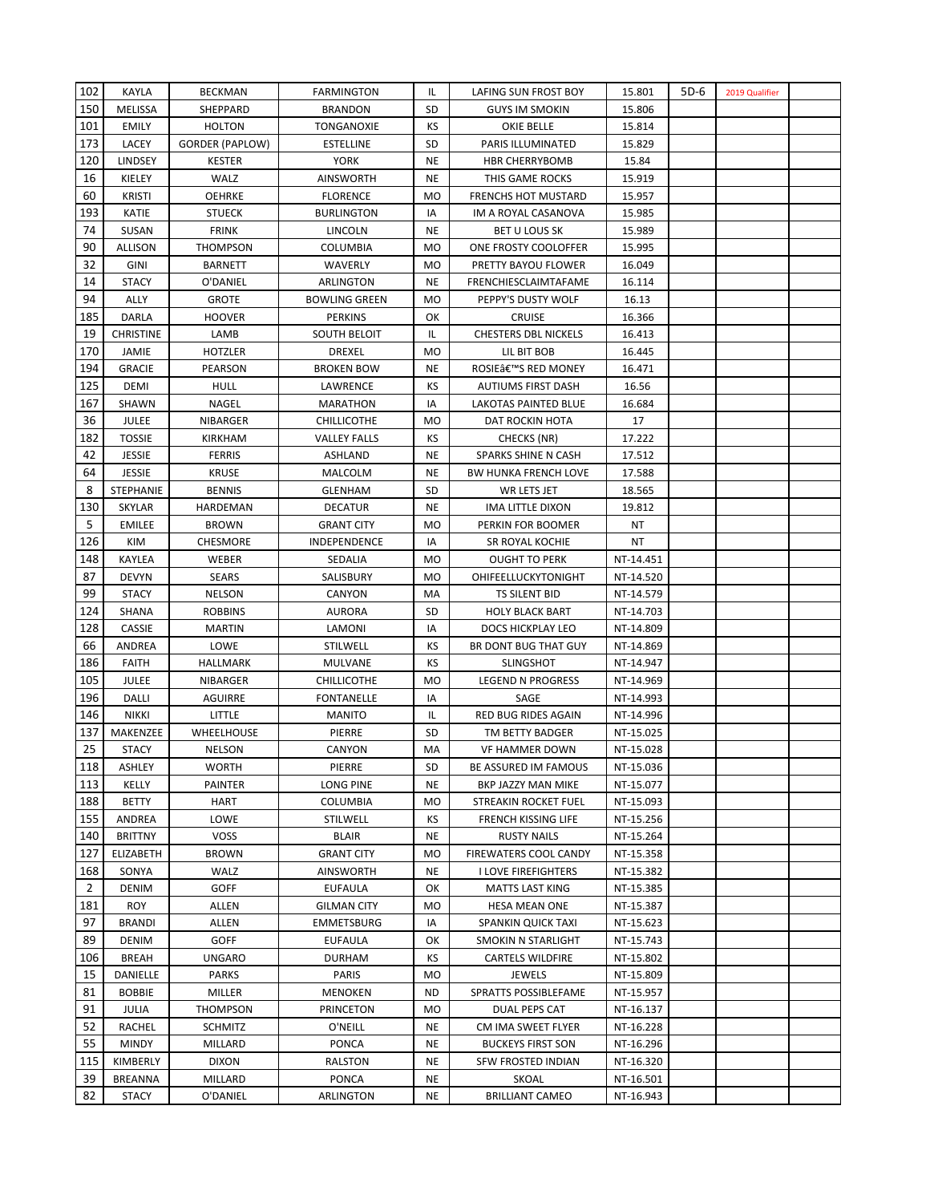| | | | | | | | | | |
|---|---|---|---|---|---|---|---|---|---|
| 102 | KAYLA | BECKMAN | FARMINGTON | IL | LAFING SUN FROST BOY | 15.801 | 5D-6 | 2019 Qualifier | |
| 150 | MELISSA | SHEPPARD | BRANDON | SD | GUYS IM SMOKIN | 15.806 | | | |
| 101 | EMILY | HOLTON | TONGANOXIE | KS | OKIE BELLE | 15.814 | | | |
| 173 | LACEY | GORDER (PAPLOW) | ESTELLINE | SD | PARIS ILLUMINATED | 15.829 | | | |
| 120 | LINDSEY | KESTER | YORK | NE | HBR CHERRYBOMB | 15.84 | | | |
| 16 | KIELEY | WALZ | AINSWORTH | NE | THIS GAME ROCKS | 15.919 | | | |
| 60 | KRISTI | OEHRKE | FLORENCE | MO | FRENCHS HOT MUSTARD | 15.957 | | | |
| 193 | KATIE | STUECK | BURLINGTON | IA | IM A ROYAL CASANOVA | 15.985 | | | |
| 74 | SUSAN | FRINK | LINCOLN | NE | BET U LOUS SK | 15.989 | | | |
| 90 | ALLISON | THOMPSON | COLUMBIA | MO | ONE FROSTY COOLOFFER | 15.995 | | | |
| 32 | GINI | BARNETT | WAVERLY | MO | PRETTY BAYOU FLOWER | 16.049 | | | |
| 14 | STACY | O'DANIEL | ARLINGTON | NE | FRENCHIESCLAIMTAFAME | 16.114 | | | |
| 94 | ALLY | GROTE | BOWLING GREEN | MO | PEPPY'S DUSTY WOLF | 16.13 | | | |
| 185 | DARLA | HOOVER | PERKINS | OK | CRUISE | 16.366 | | | |
| 19 | CHRISTINE | LAMB | SOUTH BELOIT | IL | CHESTERS DBL NICKELS | 16.413 | | | |
| 170 | JAMIE | HOTZLER | DREXEL | MO | LIL BIT BOB | 16.445 | | | |
| 194 | GRACIE | PEARSON | BROKEN BOW | NE | ROSIEâ€™S RED MONEY | 16.471 | | | |
| 125 | DEMI | HULL | LAWRENCE | KS | AUTIUMS FIRST DASH | 16.56 | | | |
| 167 | SHAWN | NAGEL | MARATHON | IA | LAKOTAS PAINTED BLUE | 16.684 | | | |
| 36 | JULEE | NIBARGER | CHILLICOTHE | MO | DAT ROCKIN HOTA | 17 | | | |
| 182 | TOSSIE | KIRKHAM | VALLEY FALLS | KS | CHECKS (NR) | 17.222 | | | |
| 42 | JESSIE | FERRIS | ASHLAND | NE | SPARKS SHINE N CASH | 17.512 | | | |
| 64 | JESSIE | KRUSE | MALCOLM | NE | BW HUNKA FRENCH LOVE | 17.588 | | | |
| 8 | STEPHANIE | BENNIS | GLENHAM | SD | WR LETS JET | 18.565 | | | |
| 130 | SKYLAR | HARDEMAN | DECATUR | NE | IMA LITTLE DIXON | 19.812 | | | |
| 5 | EMILEE | BROWN | GRANT CITY | MO | PERKIN FOR BOOMER | NT | | | |
| 126 | KIM | CHESMORE | INDEPENDENCE | IA | SR ROYAL KOCHIE | NT | | | |
| 148 | KAYLEA | WEBER | SEDALIA | MO | OUGHT TO PERK | NT-14.451 | | | |
| 87 | DEVYN | SEARS | SALISBURY | MO | OHIFEELLUCKYTONIGHT | NT-14.520 | | | |
| 99 | STACY | NELSON | CANYON | MA | TS SILENT BID | NT-14.579 | | | |
| 124 | SHANA | ROBBINS | AURORA | SD | HOLY BLACK BART | NT-14.703 | | | |
| 128 | CASSIE | MARTIN | LAMONI | IA | DOCS HICKPLAY LEO | NT-14.809 | | | |
| 66 | ANDREA | LOWE | STILWELL | KS | BR DONT BUG THAT GUY | NT-14.869 | | | |
| 186 | FAITH | HALLMARK | MULVANE | KS | SLINGSHOT | NT-14.947 | | | |
| 105 | JULEE | NIBARGER | CHILLICOTHE | MO | LEGEND N PROGRESS | NT-14.969 | | | |
| 196 | DALLI | AGUIRRE | FONTANELLE | IA | SAGE | NT-14.993 | | | |
| 146 | NIKKI | LITTLE | MANITO | IL | RED BUG RIDES AGAIN | NT-14.996 | | | |
| 137 | MAKENZEE | WHEELHOUSE | PIERRE | SD | TM BETTY BADGER | NT-15.025 | | | |
| 25 | STACY | NELSON | CANYON | MA | VF HAMMER DOWN | NT-15.028 | | | |
| 118 | ASHLEY | WORTH | PIERRE | SD | BE ASSURED IM FAMOUS | NT-15.036 | | | |
| 113 | KELLY | PAINTER | LONG PINE | NE | BKP JAZZY MAN MIKE | NT-15.077 | | | |
| 188 | BETTY | HART | COLUMBIA | MO | STREAKIN ROCKET FUEL | NT-15.093 | | | |
| 155 | ANDREA | LOWE | STILWELL | KS | FRENCH KISSING LIFE | NT-15.256 | | | |
| 140 | BRITTNY | VOSS | BLAIR | NE | RUSTY NAILS | NT-15.264 | | | |
| 127 | ELIZABETH | BROWN | GRANT CITY | MO | FIREWATERS COOL CANDY | NT-15.358 | | | |
| 168 | SONYA | WALZ | AINSWORTH | NE | I LOVE FIREFIGHTERS | NT-15.382 | | | |
| 2 | DENIM | GOFF | EUFAULA | OK | MATTS LAST KING | NT-15.385 | | | |
| 181 | ROY | ALLEN | GILMAN CITY | MO | HESA MEAN ONE | NT-15.387 | | | |
| 97 | BRANDI | ALLEN | EMMETSBURG | IA | SPANKIN QUICK TAXI | NT-15.623 | | | |
| 89 | DENIM | GOFF | EUFAULA | OK | SMOKIN N STARLIGHT | NT-15.743 | | | |
| 106 | BREAH | UNGARO | DURHAM | KS | CARTELS WILDFIRE | NT-15.802 | | | |
| 15 | DANIELLE | PARKS | PARIS | MO | JEWELS | NT-15.809 | | | |
| 81 | BOBBIE | MILLER | MENOKEN | ND | SPRATTS POSSIBLEFAME | NT-15.957 | | | |
| 91 | JULIA | THOMPSON | PRINCETON | MO | DUAL PEPS CAT | NT-16.137 | | | |
| 52 | RACHEL | SCHMITZ | O'NEILL | NE | CM IMA SWEET FLYER | NT-16.228 | | | |
| 55 | MINDY | MILLARD | PONCA | NE | BUCKEYS FIRST SON | NT-16.296 | | | |
| 115 | KIMBERLY | DIXON | RALSTON | NE | SFW FROSTED INDIAN | NT-16.320 | | | |
| 39 | BREANNA | MILLARD | PONCA | NE | SKOAL | NT-16.501 | | | |
| 82 | STACY | O'DANIEL | ARLINGTON | NE | BRILLIANT CAMEO | NT-16.943 | | | |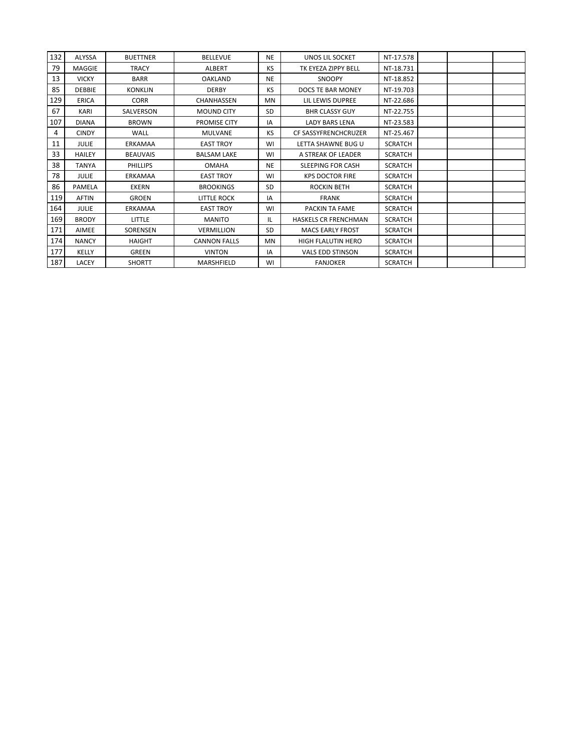| | | | | | | | | | |
|---|---|---|---|---|---|---|---|---|---|
| 132 | ALYSSA | BUETTNER | BELLEVUE | NE | UNOS LIL SOCKET | NT-17.578 | | | |
| 79 | MAGGIE | TRACY | ALBERT | KS | TK EYEZA ZIPPY BELL | NT-18.731 | | | |
| 13 | VICKY | BARR | OAKLAND | NE | SNOOPY | NT-18.852 | | | |
| 85 | DEBBIE | KONKLIN | DERBY | KS | DOCS TE BAR MONEY | NT-19.703 | | | |
| 129 | ERICA | CORR | CHANHASSEN | MN | LIL LEWIS DUPREE | NT-22.686 | | | |
| 67 | KARI | SALVERSON | MOUND CITY | SD | BHR CLASSY GUY | NT-22.755 | | | |
| 107 | DIANA | BROWN | PROMISE CITY | IA | LADY BARS LENA | NT-23.583 | | | |
| 4 | CINDY | WALL | MULVANE | KS | CF SASSYFRENCHCRUZER | NT-25.467 | | | |
| 11 | JULIE | ERKAMAA | EAST TROY | WI | LETTA SHAWNE BUG U | SCRATCH | | | |
| 33 | HAILEY | BEAUVAIS | BALSAM LAKE | WI | A STREAK OF LEADER | SCRATCH | | | |
| 38 | TANYA | PHILLIPS | OMAHA | NE | SLEEPING FOR CASH | SCRATCH | | | |
| 78 | JULIE | ERKAMAA | EAST TROY | WI | KPS DOCTOR FIRE | SCRATCH | | | |
| 86 | PAMELA | EKERN | BROOKINGS | SD | ROCKIN BETH | SCRATCH | | | |
| 119 | AFTIN | GROEN | LITTLE ROCK | IA | FRANK | SCRATCH | | | |
| 164 | JULIE | ERKAMAA | EAST TROY | WI | PACKIN TA FAME | SCRATCH | | | |
| 169 | BRODY | LITTLE | MANITO | IL | HASKELS CR FRENCHMAN | SCRATCH | | | |
| 171 | AIMEE | SORENSEN | VERMILLION | SD | MACS EARLY FROST | SCRATCH | | | |
| 174 | NANCY | HAIGHT | CANNON FALLS | MN | HIGH FLALUTIN HERO | SCRATCH | | | |
| 177 | KELLY | GREEN | VINTON | IA | VALS EDD STINSON | SCRATCH | | | |
| 187 | LACEY | SHORTT | MARSHFIELD | WI | FANJOKER | SCRATCH | | | |